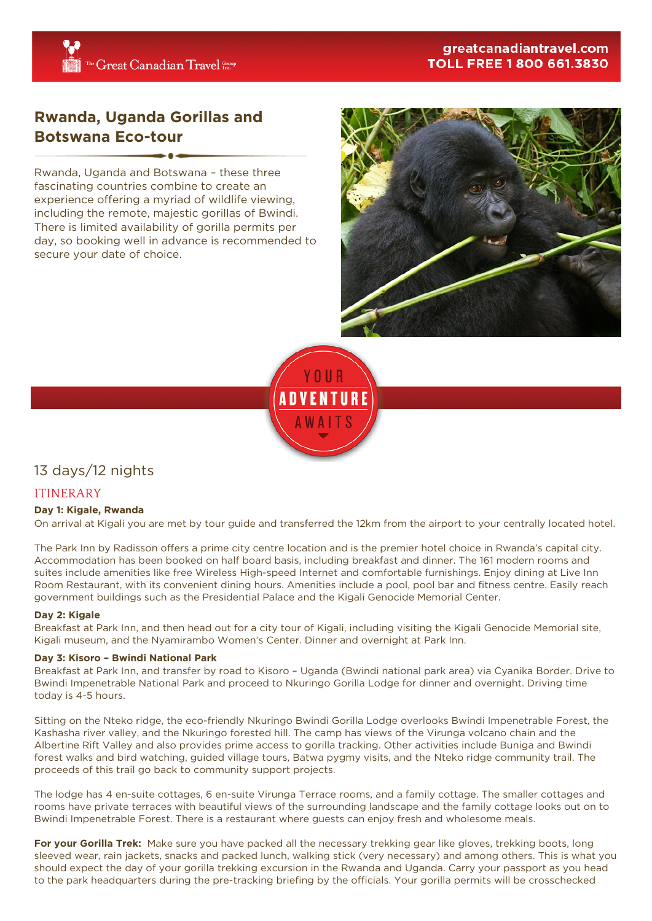# Rwanda, Uganda Gorillas and Botswana Eco-tour

Rwanda, Uganda and Botswana – these three fascinating countries combine to create an experience offering a myriad of wildlife viewing, including the remote, majestic gorillas of Bwindi. There is limited availability of gorilla permits per day, so booking well in advance is recommended to secure your date of choice.

YOUR ADVENTURE AWAITS

13 days/12 nights

## ITINERARY

**Day 1: Kigale, Rwanda**

On arrival at Kigali you are met by tour guide and transferred the 12km from the airport to your centrally located hotel.

The Park Inn by Radisson offers a prime city centre location and is the premier hotel choice in Rwanda's capital city. Accommodation has been booked on half board basis, including breakfast and dinner. The 161 modern rooms and suites include amenities like free Wireless High-speed Internet and comfortable furnishings. Enjoy dining at Live Inn Room Restaurant, with its convenient dining hours. Amenities include a pool, pool bar and fitness centre. Easily reach government buildings such as the Presidential Palace and the Kigali Genocide Memorial Center.

**Day 2: Kigale**

Breakfast at Park Inn, and then head out for a city tour of Kigali, including visiting the Kigali Genocide Memorial site, Kigali museum, and the Nyamirambo Women's Center. Dinner and overnight at Park Inn.

**Day 3: Kisoro – Bwindi National Park**

Breakfast at Park Inn, and transfer by road to Kisoro – Uganda (Bwindi national park area) via Cyanika Border. Drive to Bwindi Impenetrable National Park and proceed to Nkuringo Gorilla Lodge for dinner and overnight. Driving time today is 4-5 hours.

Sitting on the Nteko ridge, the eco-friendly Nkuringo Bwindi Gorilla Lodge overlooks Bwindi Impenetrable Forest, the Kashasha river valley, and the Nkuringo forested hill. The camp has views of the Virunga volcano chain and the Albertine Rift Valley and also provides prime access to gorilla tracking. Other activities include Buniga and Bwindi forest walks and bird watching, guided village tours, Batwa pygmy visits, and the Nteko ridge community trail. The proceeds of this trail go back to community support projects.

The lodge has 4 en-suite cottages, 6 en-suite Virunga Terrace rooms, and a family cottage. The smaller cottages and rooms have private terraces with beautiful views of the surrounding landscape and the family cottage looks out on to Bwindi Impenetrable Forest. There is a restaurant where guests can enjoy fresh and wholesome meals.

**For your Gorilla Trek:** Make sure you have packed all the necessary trekking gear like gloves, trekking boots, long sleeved wear, rain jackets, snacks and packed lunch, walking stick (very necessary) and among others. This is what you should expect the day of your gorilla trekking excursion in the Rwanda and Uganda. Carry your passport as you head to the park headquarters during the pre-tracking briefing by the officials. Your gorilla permits will be crosschecked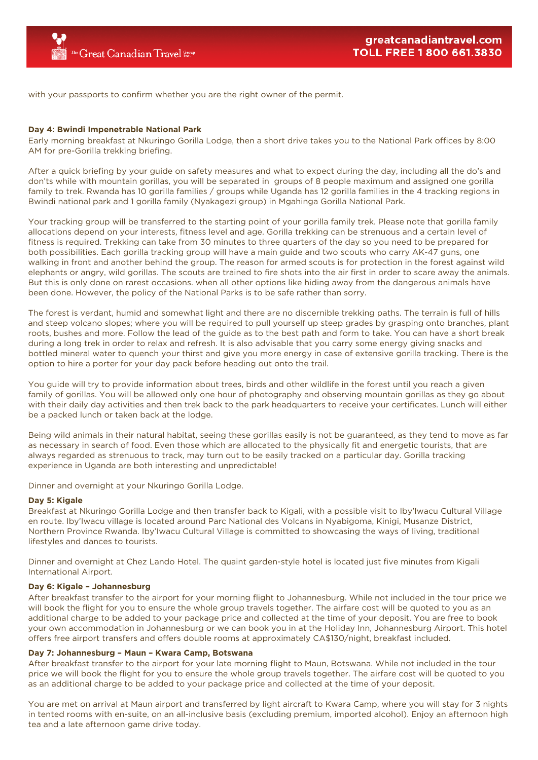with your passports to confirm whether you are the right owner of the permit.

**Day 4: Bwindi Impenetrable National Park**
Early morning breakfast at Nkuringo Gorilla Lodge, then a short drive takes you to the National Park offices by 8:00 AM for pre-Gorilla trekking briefing.

After a quick briefing by your guide on safety measures and what to expect during the day, including all the do's and don'ts while with mountain gorillas, you will be separated in groups of 8 people maximum and assigned one gorilla family to trek. Rwanda has 10 gorilla families / groups while Uganda has 12 gorilla families in the 4 tracking regions in Bwindi national park and 1 gorilla family (Nyakagezi group) in Mgahinga Gorilla National Park.

Your tracking group will be transferred to the starting point of your gorilla family trek. Please note that gorilla family allocations depend on your interests, fitness level and age. Gorilla trekking can be strenuous and a certain level of fitness is required. Trekking can take from 30 minutes to three quarters of the day so you need to be prepared for both possibilities. Each gorilla tracking group will have a main guide and two scouts who carry AK-47 guns, one walking in front and another behind the group. The reason for armed scouts is for protection in the forest against wild elephants or angry, wild gorillas. The scouts are trained to fire shots into the air first in order to scare away the animals. But this is only done on rarest occasions. when all other options like hiding away from the dangerous animals have been done. However, the policy of the National Parks is to be safe rather than sorry.

The forest is verdant, humid and somewhat light and there are no discernible trekking paths. The terrain is full of hills and steep volcano slopes; where you will be required to pull yourself up steep grades by grasping onto branches, plant roots, bushes and more. Follow the lead of the guide as to the best path and form to take. You can have a short break during a long trek in order to relax and refresh. It is also advisable that you carry some energy giving snacks and bottled mineral water to quench your thirst and give you more energy in case of extensive gorilla tracking. There is the option to hire a porter for your day pack before heading out onto the trail.

You guide will try to provide information about trees, birds and other wildlife in the forest until you reach a given family of gorillas. You will be allowed only one hour of photography and observing mountain gorillas as they go about with their daily day activities and then trek back to the park headquarters to receive your certificates. Lunch will either be a packed lunch or taken back at the lodge.

Being wild animals in their natural habitat, seeing these gorillas easily is not be guaranteed, as they tend to move as far as necessary in search of food. Even those which are allocated to the physically fit and energetic tourists, that are always regarded as strenuous to track, may turn out to be easily tracked on a particular day. Gorilla tracking experience in Uganda are both interesting and unpredictable!

Dinner and overnight at your Nkuringo Gorilla Lodge.

**Day 5: Kigale**
Breakfast at Nkuringo Gorilla Lodge and then transfer back to Kigali, with a possible visit to Iby'Iwacu Cultural Village en route. Iby'Iwacu village is located around Parc National des Volcans in Nyabigoma, Kinigi, Musanze District, Northern Province Rwanda. Iby'Iwacu Cultural Village is committed to showcasing the ways of living, traditional lifestyles and dances to tourists.

Dinner and overnight at Chez Lando Hotel. The quaint garden-style hotel is located just five minutes from Kigali International Airport.

**Day 6: Kigale – Johannesburg**
After breakfast transfer to the airport for your morning flight to Johannesburg. While not included in the tour price we will book the flight for you to ensure the whole group travels together. The airfare cost will be quoted to you as an additional charge to be added to your package price and collected at the time of your deposit. You are free to book your own accommodation in Johannesburg or we can book you in at the Holiday Inn, Johannesburg Airport. This hotel offers free airport transfers and offers double rooms at approximately CA$130/night, breakfast included.

**Day 7: Johannesburg – Maun – Kwara Camp, Botswana**
After breakfast transfer to the airport for your late morning flight to Maun, Botswana. While not included in the tour price we will book the flight for you to ensure the whole group travels together. The airfare cost will be quoted to you as an additional charge to be added to your package price and collected at the time of your deposit.

You are met on arrival at Maun airport and transferred by light aircraft to Kwara Camp, where you will stay for 3 nights in tented rooms with en-suite, on an all-inclusive basis (excluding premium, imported alcohol). Enjoy an afternoon high tea and a late afternoon game drive today.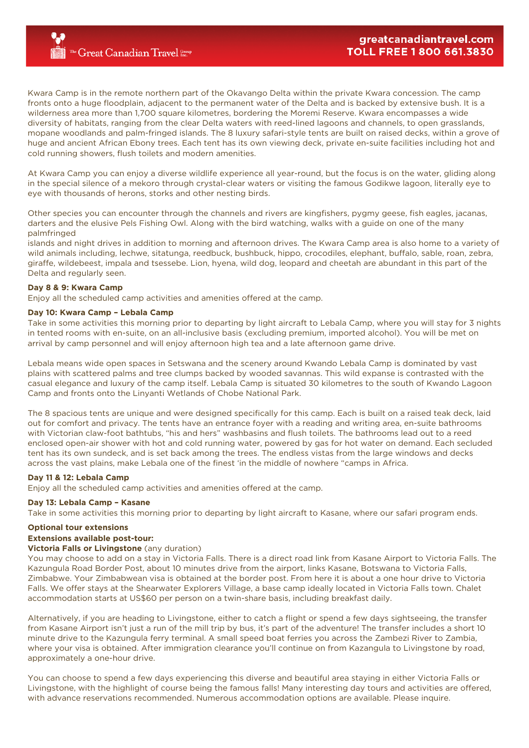Kwara Camp is in the remote northern part of the Okavango Delta within the private Kwara concession. The camp fronts onto a huge floodplain, adjacent to the permanent water of the Delta and is backed by extensive bush. It is a wilderness area more than 1,700 square kilometres, bordering the Moremi Reserve. Kwara encompasses a wide diversity of habitats, ranging from the clear Delta waters with reed-lined lagoons and channels, to open grasslands, mopane woodlands and palm-fringed islands. The 8 luxury safari-style tents are built on raised decks, within a grove of huge and ancient African Ebony trees. Each tent has its own viewing deck, private en-suite facilities including hot and cold running showers, flush toilets and modern amenities.

At Kwara Camp you can enjoy a diverse wildlife experience all year-round, but the focus is on the water, gliding along in the special silence of a mekoro through crystal-clear waters or visiting the famous Godikwe lagoon, literally eye to eye with thousands of herons, storks and other nesting birds.

Other species you can encounter through the channels and rivers are kingfishers, pygmy geese, fish eagles, jacanas, darters and the elusive Pels Fishing Owl. Along with the bird watching, walks with a guide on one of the many palmfringed
islands and night drives in addition to morning and afternoon drives. The Kwara Camp area is also home to a variety of wild animals including, lechwe, sitatunga, reedbuck, bushbuck, hippo, crocodiles, elephant, buffalo, sable, roan, zebra, giraffe, wildebeest, impala and tsessebe. Lion, hyena, wild dog, leopard and cheetah are abundant in this part of the Delta and regularly seen.

**Day 8 & 9: Kwara Camp**
Enjoy all the scheduled camp activities and amenities offered at the camp.

**Day 10: Kwara Camp – Lebala Camp**
Take in some activities this morning prior to departing by light aircraft to Lebala Camp, where you will stay for 3 nights in tented rooms with en-suite, on an all-inclusive basis (excluding premium, imported alcohol). You will be met on arrival by camp personnel and will enjoy afternoon high tea and a late afternoon game drive.

Lebala means wide open spaces in Setswana and the scenery around Kwando Lebala Camp is dominated by vast plains with scattered palms and tree clumps backed by wooded savannas. This wild expanse is contrasted with the casual elegance and luxury of the camp itself. Lebala Camp is situated 30 kilometres to the south of Kwando Lagoon Camp and fronts onto the Linyanti Wetlands of Chobe National Park.

The 8 spacious tents are unique and were designed specifically for this camp. Each is built on a raised teak deck, laid out for comfort and privacy. The tents have an entrance foyer with a reading and writing area, en-suite bathrooms with Victorian claw-foot bathtubs, "his and hers" washbasins and flush toilets. The bathrooms lead out to a reed enclosed open-air shower with hot and cold running water, powered by gas for hot water on demand. Each secluded tent has its own sundeck, and is set back among the trees. The endless vistas from the large windows and decks across the vast plains, make Lebala one of the finest 'in the middle of nowhere "camps in Africa.

**Day 11 & 12: Lebala Camp**
Enjoy all the scheduled camp activities and amenities offered at the camp.

**Day 13: Lebala Camp – Kasane**
Take in some activities this morning prior to departing by light aircraft to Kasane, where our safari program ends.

**Optional tour extensions**

**Extensions available post-tour:**

**Victoria Falls or Livingstone** (any duration)
You may choose to add on a stay in Victoria Falls. There is a direct road link from Kasane Airport to Victoria Falls. The Kazungula Road Border Post, about 10 minutes drive from the airport, links Kasane, Botswana to Victoria Falls, Zimbabwe. Your Zimbabwean visa is obtained at the border post. From here it is about a one hour drive to Victoria Falls. We offer stays at the Shearwater Explorers Village, a base camp ideally located in Victoria Falls town. Chalet accommodation starts at US$60 per person on a twin-share basis, including breakfast daily.

Alternatively, if you are heading to Livingstone, either to catch a flight or spend a few days sightseeing, the transfer from Kasane Airport isn't just a run of the mill trip by bus, it's part of the adventure! The transfer includes a short 10 minute drive to the Kazungula ferry terminal. A small speed boat ferries you across the Zambezi River to Zambia, where your visa is obtained. After immigration clearance you'll continue on from Kazangula to Livingstone by road, approximately a one-hour drive.

You can choose to spend a few days experiencing this diverse and beautiful area staying in either Victoria Falls or Livingstone, with the highlight of course being the famous falls! Many interesting day tours and activities are offered, with advance reservations recommended. Numerous accommodation options are available. Please inquire.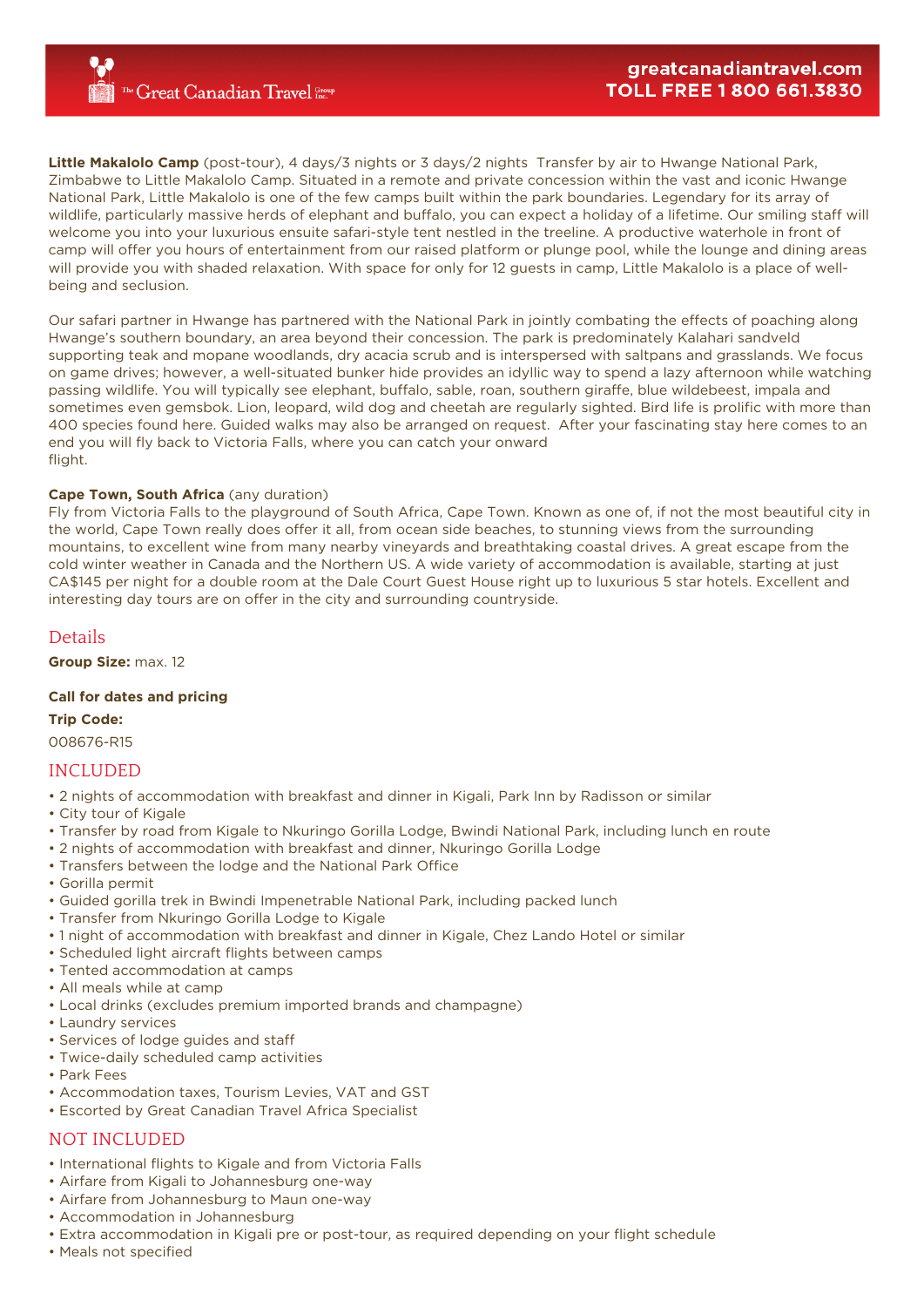**Little Makalolo Camp** (post-tour), 4 days/3 nights or 3 days/2 nights Transfer by air to Hwange National Park, Zimbabwe to Little Makalolo Camp. Situated in a remote and private concession within the vast and iconic Hwange National Park, Little Makalolo is one of the few camps built within the park boundaries. Legendary for its array of wildlife, particularly massive herds of elephant and buffalo, you can expect a holiday of a lifetime. Our smiling staff will welcome you into your luxurious ensuite safari-style tent nestled in the treeline. A productive waterhole in front of camp will offer you hours of entertainment from our raised platform or plunge pool, while the lounge and dining areas will provide you with shaded relaxation. With space for only for 12 guests in camp, Little Makalolo is a place of well-being and seclusion.

Our safari partner in Hwange has partnered with the National Park in jointly combating the effects of poaching along Hwange's southern boundary, an area beyond their concession. The park is predominately Kalahari sandveld supporting teak and mopane woodlands, dry acacia scrub and is interspersed with saltpans and grasslands. We focus on game drives; however, a well-situated bunker hide provides an idyllic way to spend a lazy afternoon while watching passing wildlife. You will typically see elephant, buffalo, sable, roan, southern giraffe, blue wildebeest, impala and sometimes even gemsbok. Lion, leopard, wild dog and cheetah are regularly sighted. Bird life is prolific with more than 400 species found here. Guided walks may also be arranged on request. After your fascinating stay here comes to an end you will fly back to Victoria Falls, where you can catch your onward flight.

**Cape Town, South Africa** (any duration)
Fly from Victoria Falls to the playground of South Africa, Cape Town. Known as one of, if not the most beautiful city in the world, Cape Town really does offer it all, from ocean side beaches, to stunning views from the surrounding mountains, to excellent wine from many nearby vineyards and breathtaking coastal drives. A great escape from the cold winter weather in Canada and the Northern US. A wide variety of accommodation is available, starting at just CA$145 per night for a double room at the Dale Court Guest House right up to luxurious 5 star hotels. Excellent and interesting day tours are on offer in the city and surrounding countryside.

## Details

**Group Size:** max. 12

**Call for dates and pricing**

**Trip Code:**

008676-R15

## INCLUDED

- 2 nights of accommodation with breakfast and dinner in Kigali, Park Inn by Radisson or similar
- City tour of Kigale
- Transfer by road from Kigale to Nkuringo Gorilla Lodge, Bwindi National Park, including lunch en route
- 2 nights of accommodation with breakfast and dinner, Nkuringo Gorilla Lodge
- Transfers between the lodge and the National Park Office
- Gorilla permit
- Guided gorilla trek in Bwindi Impenetrable National Park, including packed lunch
- Transfer from Nkuringo Gorilla Lodge to Kigale
- 1 night of accommodation with breakfast and dinner in Kigale, Chez Lando Hotel or similar
- Scheduled light aircraft flights between camps
- Tented accommodation at camps
- All meals while at camp
- Local drinks (excludes premium imported brands and champagne)
- Laundry services
- Services of lodge guides and staff
- Twice-daily scheduled camp activities
- Park Fees
- Accommodation taxes, Tourism Levies, VAT and GST
- Escorted by Great Canadian Travel Africa Specialist

## NOT INCLUDED

- International flights to Kigale and from Victoria Falls
- Airfare from Kigali to Johannesburg one-way
- Airfare from Johannesburg to Maun one-way
- Accommodation in Johannesburg
- Extra accommodation in Kigali pre or post-tour, as required depending on your flight schedule
- Meals not specified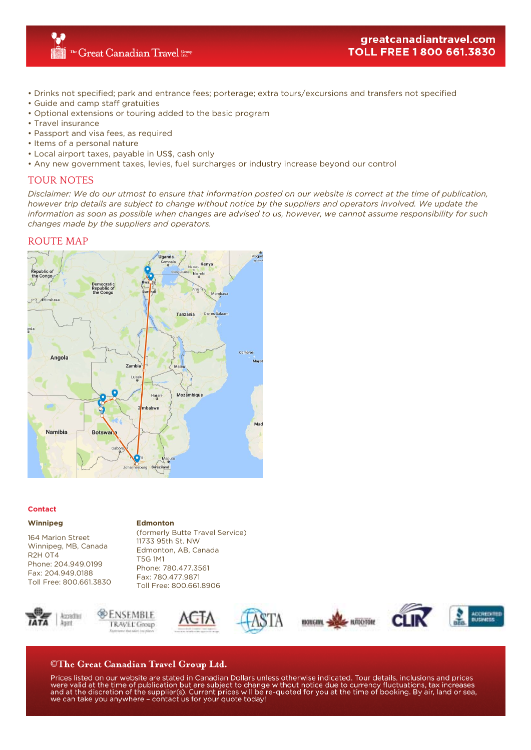- Drinks not specified; park and entrance fees; porterage; extra tours/excursions and transfers not specified
- Guide and camp staff gratuities
- Optional extensions or touring added to the basic program
- Travel insurance
- Passport and visa fees, as required
- Items of a personal nature
- Local airport taxes, payable in US$, cash only
- Any new government taxes, levies, fuel surcharges or industry increase beyond our control

## TOUR NOTES

*Disclaimer: We do our utmost to ensure that information posted on our website is correct at the time of publication, however trip details are subject to change without notice by the suppliers and operators involved. We update the information as soon as possible when changes are advised to us, however, we cannot assume responsibility for such changes made by the suppliers and operators.*

## ROUTE MAP

Uganda
Kampala
Kenya
Nakuru
Nairobi
Republic of the Congo
Democratic Republic of the Congo
Kinshasa
Rwanda
Burundi
Arusha
Mombasa
Tanzania
Dar es Salaam
Angola
Zambia
Malawi
Lusaka
Harare
Mozambique
Zimbabwe
Namibia
Botswana
Gaborone
Johannesburg
Maputo
Swaziland
Comoros

**Contact**

**Winnipeg**

164 Marion Street
Winnipeg, MB, Canada
R2H 0T4
Phone: 204.949.0199
Fax: 204.949.0188
Toll Free: 800.661.3830

**Edmonton**
(formerly Butte Travel Service)
11733 95th St. NW
Edmonton, AB, Canada
T5G 1M1
Phone: 780.477.3561
Fax: 780.477.9871
Toll Free: 800.661.8906

©The Great Canadian Travel Group Ltd.

Prices listed on our website are stated in Canadian Dollars unless otherwise indicated. Tour details, inclusions and prices were valid at the time of publication but are subject to change without notice due to currency fluctuations, tax increases and at the discretion of the supplier(s). Current prices will be re-quoted for you at the time of booking. By air, land or sea, we can take you anywhere – contact us for your quote today!